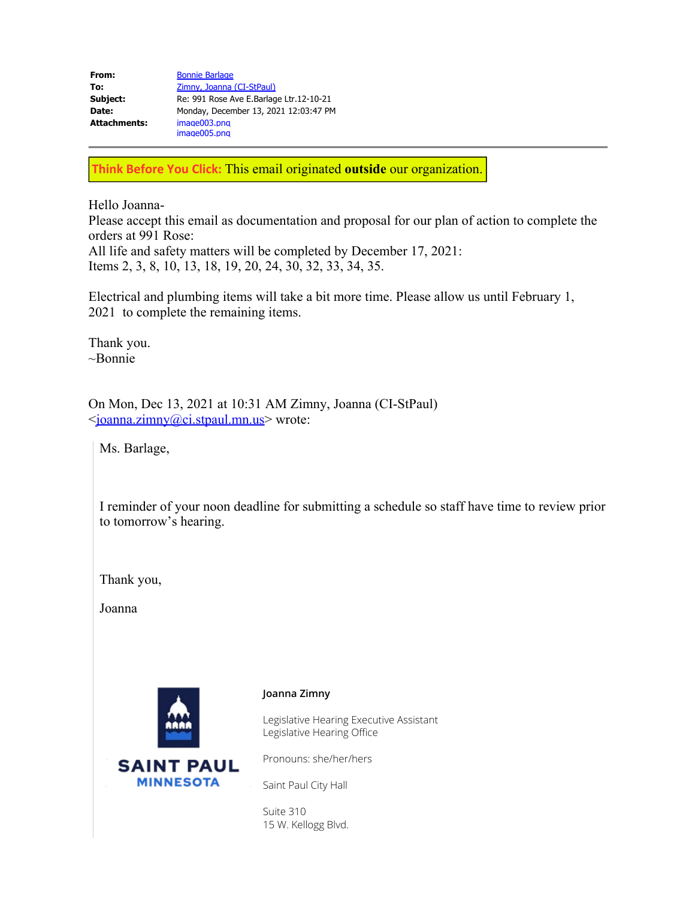| | |
|---|---|
| **From:** | Bonnie Barlage |
| **To:** | Zimny, Joanna (CI-StPaul) |
| **Subject:** | Re: 991 Rose Ave E.Barlage Ltr.12-10-21 |
| **Date:** | Monday, December 13, 2021 12:03:47 PM |
| **Attachments:** | image003.png<br>image005.png |

---

**Think Before You Click:** This email originated **outside** our organization.

Hello Joanna-
Please accept this email as documentation and proposal for our plan of action to complete the orders at 991 Rose:
All life and safety matters will be completed by December 17, 2021:
Items 2, 3, 8, 10, 13, 18, 19, 20, 24, 30, 32, 33, 34, 35.

Electrical and plumbing items will take a bit more time. Please allow us until February 1, 2021 to complete the remaining items.

Thank you.
~Bonnie

On Mon, Dec 13, 2021 at 10:31 AM Zimny, Joanna (CI-StPaul) <joanna.zimny@ci.stpaul.mn.us> wrote:

> Ms. Barlage,
>
> I reminder of your noon deadline for submitting a schedule so staff have time to review prior to tomorrow's hearing.
>
> Thank you,
>
> Joanna
>
> SAINT PAUL
> MINNESOTA
>
> **Joanna Zimny**
>
> Legislative Hearing Executive Assistant
> Legislative Hearing Office
>
> Pronouns: she/her/hers
>
> Saint Paul City Hall
>
> Suite 310
> 15 W. Kellogg Blvd.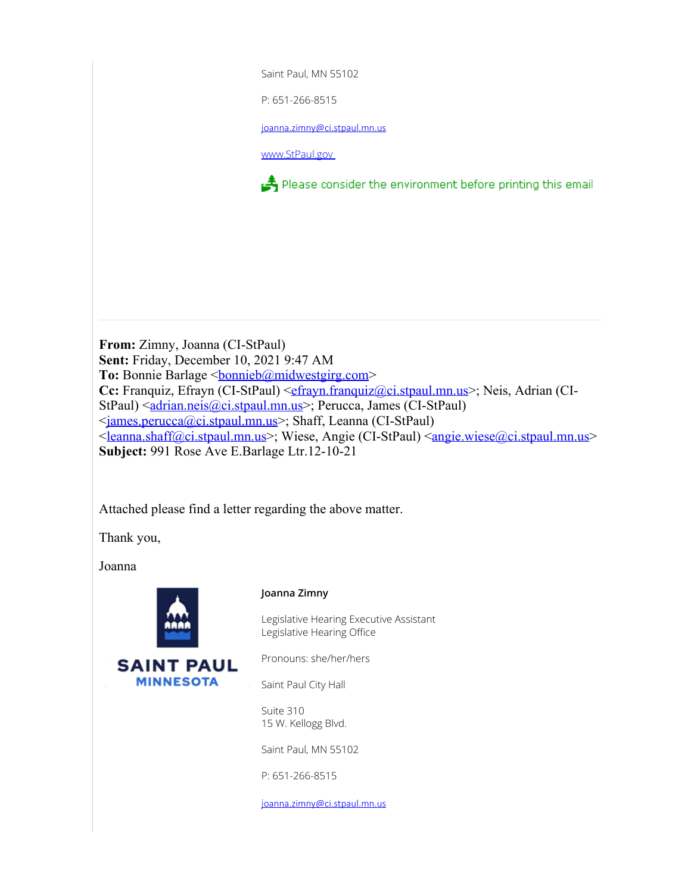Saint Paul, MN 55102

P: 651-266-8515

joanna.zimny@ci.stpaul.mn.us

www.StPaul.gov

Please consider the environment before printing this email

---

**From:** Zimny, Joanna (CI-StPaul)
**Sent:** Friday, December 10, 2021 9:47 AM
**To:** Bonnie Barlage <bonnieb@midwestgirg.com>
**Cc:** Franquiz, Efrayn (CI-StPaul) <efrayn.franquiz@ci.stpaul.mn.us>; Neis, Adrian (CI-StPaul) <adrian.neis@ci.stpaul.mn.us>; Perucca, James (CI-StPaul) <james.perucca@ci.stpaul.mn.us>; Shaff, Leanna (CI-StPaul) <leanna.shaff@ci.stpaul.mn.us>; Wiese, Angie (CI-StPaul) <angie.wiese@ci.stpaul.mn.us>
**Subject:** 991 Rose Ave E.Barlage Ltr.12-10-21

Attached please find a letter regarding the above matter.

Thank you,

Joanna

SAINT PAUL
MINNESOTA

**Joanna Zimny**

Legislative Hearing Executive Assistant
Legislative Hearing Office

Pronouns: she/her/hers

Saint Paul City Hall

Suite 310
15 W. Kellogg Blvd.

Saint Paul, MN 55102

P: 651-266-8515

joanna.zimny@ci.stpaul.mn.us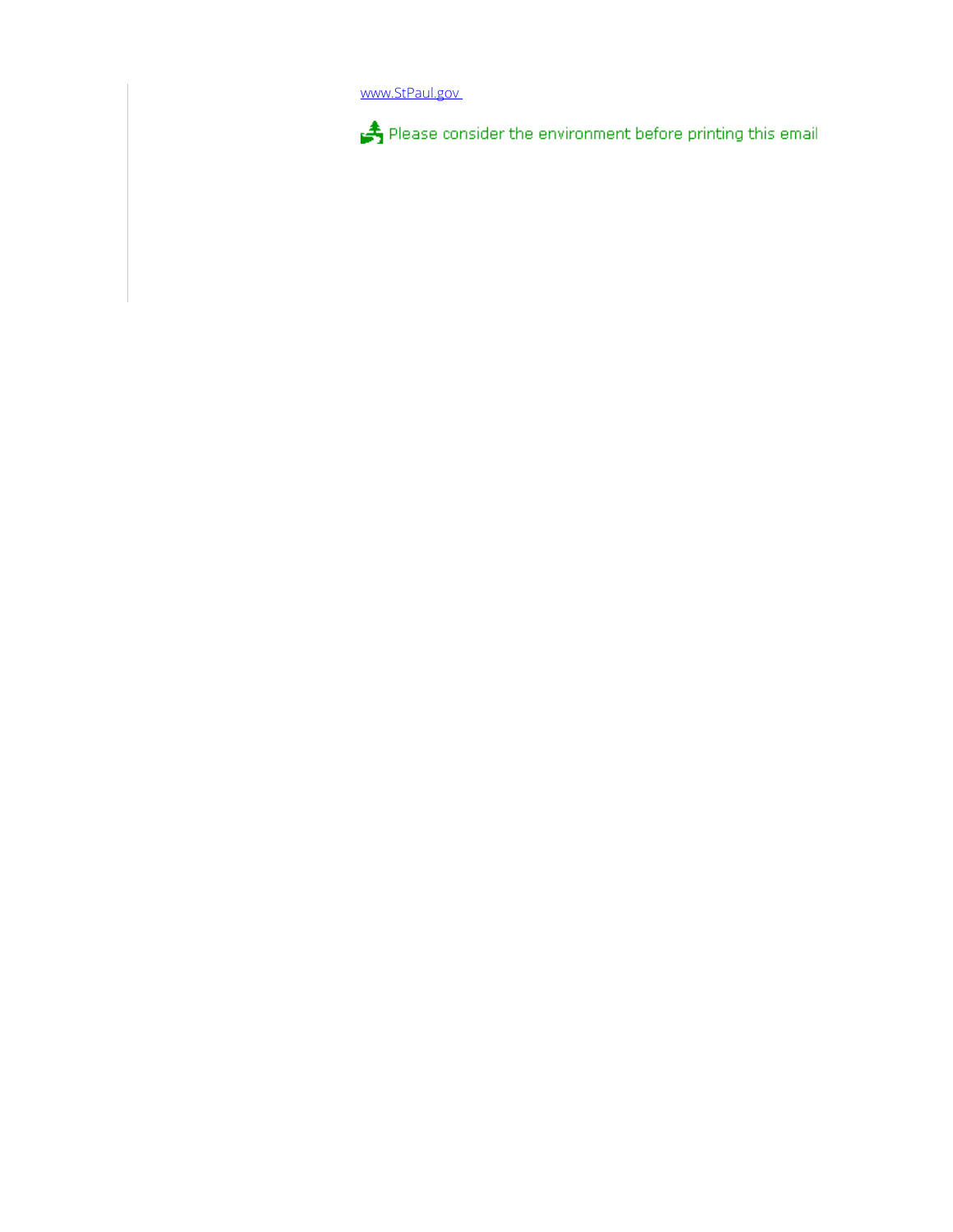www.StPaul.gov

Please consider the environment before printing this email